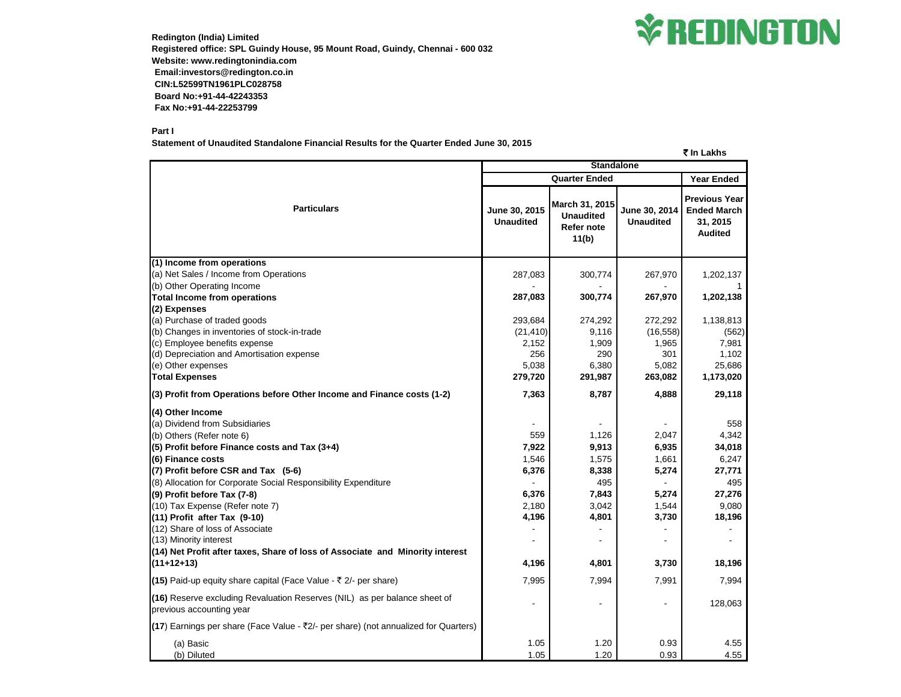**Redington (India) Limited**
**Registered office: SPL Guindy House, 95 Mount Road, Guindy, Chennai - 600 032**
**Website: www.redingtonindia.com**
**Email:investors@redington.co.in**
**CIN:L52599TN1961PLC028758**
**Board No:+91-44-42243353**
**Fax No:+91-44-22253799**

REDINGTON

**Part I**

**Statement of Unaudited Standalone Financial Results for the Quarter Ended June 30, 2015**

₹ In Lakhs

| Particulars | Standalone | | | |
|---|---|---|---|---|
| | Quarter Ended | | | Year Ended |
| | June 30, 2015 Unaudited | March 31, 2015 Unaudited Refer note 11(b) | June 30, 2014 Unaudited | Previous Year Ended March 31, 2015 Audited |
| **(1) Income from operations** | | | | |
| (a) Net Sales / Income from Operations | 287,083 | 300,774 | 267,970 | 1,202,137 |
| (b) Other Operating Income | - | - | - | 1 |
| **Total Income from operations** | **287,083** | **300,774** | **267,970** | **1,202,138** |
| **(2) Expenses** | | | | |
| (a) Purchase of traded goods | 293,684 | 274,292 | 272,292 | 1,138,813 |
| (b) Changes in inventories of stock-in-trade | (21,410) | 9,116 | (16,558) | (562) |
| (c) Employee benefits expense | 2,152 | 1,909 | 1,965 | 7,981 |
| (d) Depreciation and Amortisation expense | 256 | 290 | 301 | 1,102 |
| (e) Other expenses | 5,038 | 6,380 | 5,082 | 25,686 |
| **Total Expenses** | **279,720** | **291,987** | **263,082** | **1,173,020** |
| **(3) Profit from Operations before Other Income and Finance costs (1-2)** | **7,363** | **8,787** | **4,888** | **29,118** |
| **(4) Other Income** | | | | |
| (a) Dividend from Subsidiaries | - | - | - | 558 |
| (b) Others (Refer note 6) | 559 | 1,126 | 2,047 | 4,342 |
| **(5) Profit before Finance costs and Tax (3+4)** | **7,922** | **9,913** | **6,935** | **34,018** |
| **(6) Finance costs** | 1,546 | 1,575 | 1,661 | 6,247 |
| **(7) Profit before CSR and Tax (5-6)** | **6,376** | **8,338** | **5,274** | **27,771** |
| (8) Allocation for Corporate Social Responsibility Expenditure | - | 495 | - | 495 |
| **(9) Profit before Tax (7-8)** | **6,376** | **7,843** | **5,274** | **27,276** |
| (10) Tax Expense (Refer note 7) | 2,180 | 3,042 | 1,544 | 9,080 |
| **(11) Profit after Tax (9-10)** | **4,196** | **4,801** | **3,730** | **18,196** |
| (12) Share of loss of Associate | - | - | - | - |
| (13) Minority interest | - | - | - | - |
| **(14) Net Profit after taxes, Share of loss of Associate and Minority interest (11+12+13)** | **4,196** | **4,801** | **3,730** | **18,196** |
| **(15)** Paid-up equity share capital (Face Value - ₹ 2/- per share) | 7,995 | 7,994 | 7,991 | 7,994 |
| **(16)** Reserve excluding Revaluation Reserves (NIL) as per balance sheet of previous accounting year | - | - | - | 128,063 |
| **(17)** Earnings per share (Face Value - ₹2/- per share) (not annualized for Quarters) | | | | |
| (a) Basic | 1.05 | 1.20 | 0.93 | 4.55 |
| (b) Diluted | 1.05 | 1.20 | 0.93 | 4.55 |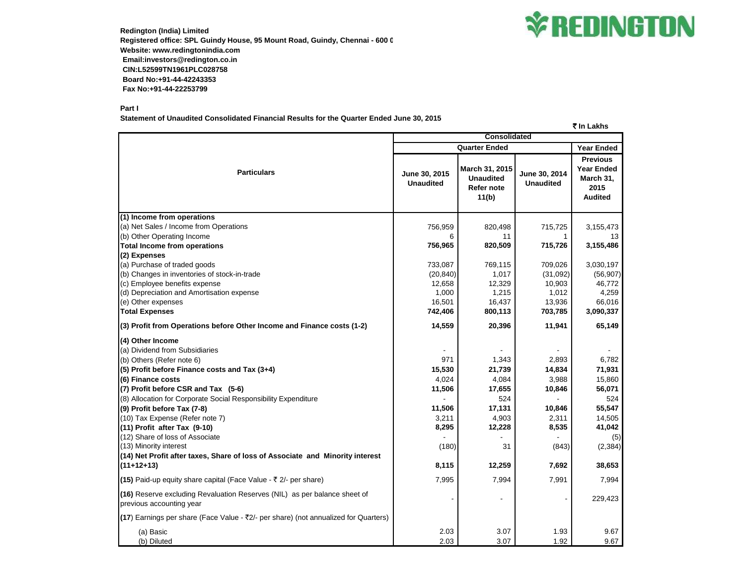**Redington (India) Limited**
**Registered office: SPL Guindy House, 95 Mount Road, Guindy, Chennai - 600 0**
**Website: www.redingtonindia.com**
**Email:investors@redington.co.in**
**CIN:L52599TN1961PLC028758**
**Board No:+91-44-42243353**
**Fax No:+91-44-22253799**

**Part I**

**Statement of Unaudited Consolidated Financial Results for the Quarter Ended June 30, 2015**

₹ In Lakhs

| Particulars | Consolidated | | | |
|---|---|---|---|---|
| | Quarter Ended | | | Year Ended |
| | June 30, 2015 Unaudited | March 31, 2015 Unaudited Refer note 11(b) | June 30, 2014 Unaudited | Previous Year Ended March 31, 2015 Audited |
| **(1) Income from operations** | | | | |
| (a) Net Sales / Income from Operations | 756,959 | 820,498 | 715,725 | 3,155,473 |
| (b) Other Operating Income | 6 | 11 | 1 | 13 |
| **Total Income from operations** | **756,965** | **820,509** | **715,726** | **3,155,486** |
| **(2) Expenses** | | | | |
| (a) Purchase of traded goods | 733,087 | 769,115 | 709,026 | 3,030,197 |
| (b) Changes in inventories of stock-in-trade | (20,840) | 1,017 | (31,092) | (56,907) |
| (c) Employee benefits expense | 12,658 | 12,329 | 10,903 | 46,772 |
| (d) Depreciation and Amortisation expense | 1,000 | 1,215 | 1,012 | 4,259 |
| (e) Other expenses | 16,501 | 16,437 | 13,936 | 66,016 |
| **Total Expenses** | **742,406** | **800,113** | **703,785** | **3,090,337** |
| **(3) Profit from Operations before Other Income and Finance costs (1-2)** | **14,559** | **20,396** | **11,941** | **65,149** |
| **(4) Other Income** | | | | |
| (a) Dividend from Subsidiaries | - | - | - | - |
| (b) Others (Refer note 6) | 971 | 1,343 | 2,893 | 6,782 |
| **(5) Profit before Finance costs and Tax (3+4)** | **15,530** | **21,739** | **14,834** | **71,931** |
| **(6) Finance costs** | 4,024 | 4,084 | 3,988 | 15,860 |
| **(7) Profit before CSR and Tax (5-6)** | **11,506** | **17,655** | **10,846** | **56,071** |
| (8) Allocation for Corporate Social Responsibility Expenditure | - | 524 | - | 524 |
| **(9) Profit before Tax (7-8)** | **11,506** | **17,131** | **10,846** | **55,547** |
| (10) Tax Expense (Refer note 7) | 3,211 | 4,903 | 2,311 | 14,505 |
| **(11) Profit after Tax (9-10)** | **8,295** | **12,228** | **8,535** | **41,042** |
| (12) Share of loss of Associate | - | - | - | (5) |
| (13) Minority interest | (180) | 31 | (843) | (2,384) |
| **(14) Net Profit after taxes, Share of loss of Associate and Minority interest (11+12+13)** | **8,115** | **12,259** | **7,692** | **38,653** |
| **(15)** Paid-up equity share capital (Face Value - ₹ 2/- per share) | 7,995 | 7,994 | 7,991 | 7,994 |
| **(16)** Reserve excluding Revaluation Reserves (NIL) as per balance sheet of previous accounting year | - | - | - | 229,423 |
| **(17)** Earnings per share (Face Value - ₹2/- per share) (not annualized for Quarters) | | | | |
| (a) Basic | 2.03 | 3.07 | 1.93 | 9.67 |
| (b) Diluted | 2.03 | 3.07 | 1.92 | 9.67 |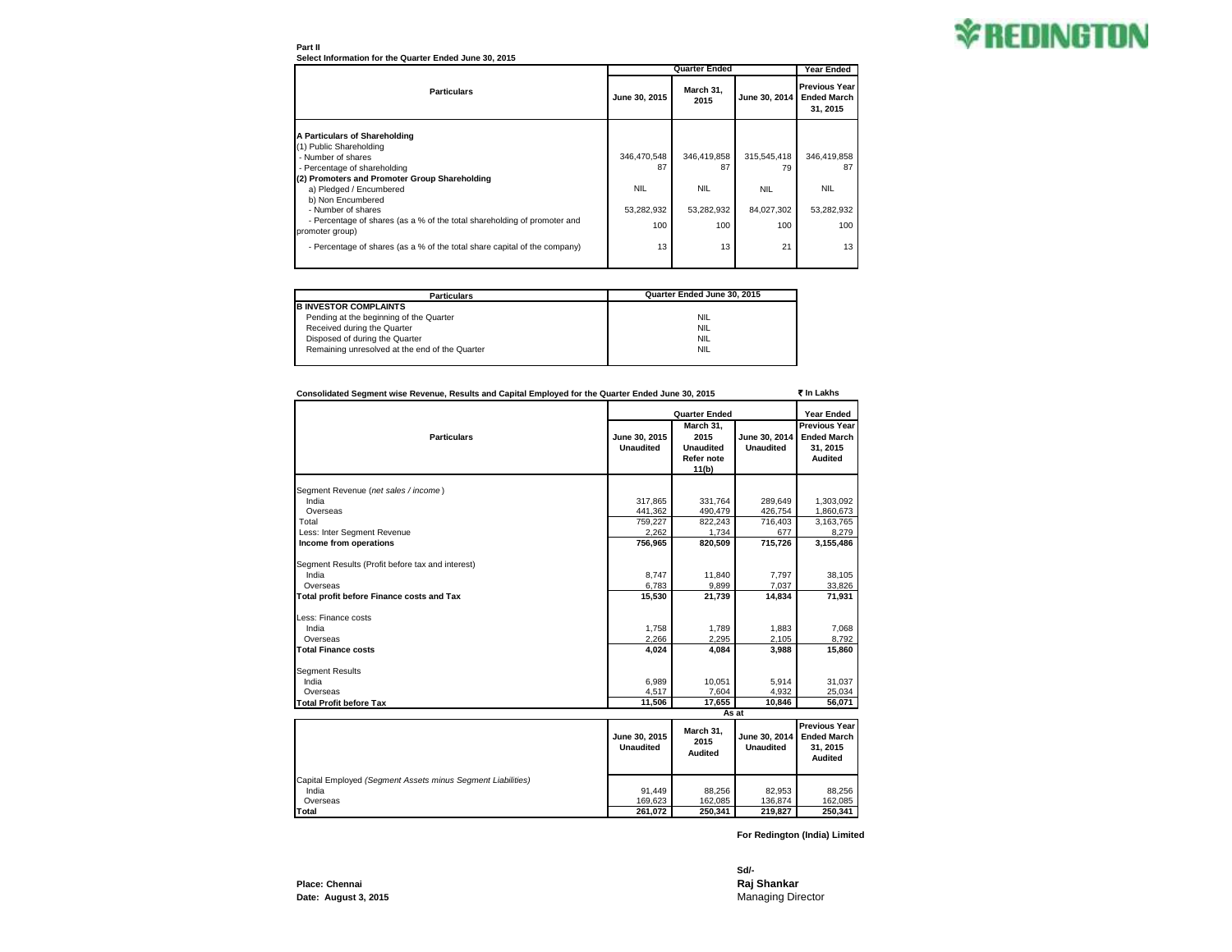**Part II**
**Select Information for the Quarter Ended June 30, 2015**

| Particulars | Quarter Ended | | | Year Ended |
|---|---|---|---|---|
| | June 30, 2015 | March 31, 2015 | June 30, 2014 | Previous Year Ended March 31, 2015 |
| **A Particulars of Shareholding** | | | | |
| (1) Public Shareholding | | | | |
| - Number of shares | 346,470,548 | 346,419,858 | 315,545,418 | 346,419,858 |
| - Percentage of shareholding | 87 | 87 | 79 | 87 |
| **(2) Promoters and Promoter Group Shareholding** | | | | |
| a) Pledged / Encumbered | NIL | NIL | NIL | NIL |
| b) Non Encumbered | | | | |
| - Number of shares | 53,282,932 | 53,282,932 | 84,027,302 | 53,282,932 |
| - Percentage of shares (as a % of the total shareholding of promoter and promoter group) | 100 | 100 | 100 | 100 |
| - Percentage of shares (as a % of the total share capital of the company) | 13 | 13 | 21 | 13 |

| Particulars | Quarter Ended June 30, 2015 |
|---|---|
| **B INVESTOR COMPLAINTS** | |
| Pending at the beginning of the Quarter | NIL |
| Received during the Quarter | NIL |
| Disposed of during the Quarter | NIL |
| Remaining unresolved at the end of the Quarter | NIL |

**Consolidated Segment wise Revenue, Results and Capital Employed for the Quarter Ended June 30, 2015** ₹ In Lakhs

| Particulars | Quarter Ended | | | Year Ended |
|---|---|---|---|---|
| | June 30, 2015 Unaudited | March 31, 2015 Unaudited Refer note 11(b) | June 30, 2014 Unaudited | Previous Year Ended March 31, 2015 Audited |
| Segment Revenue (*net sales / income*) | | | | |
| India | 317,865 | 331,764 | 289,649 | 1,303,092 |
| Overseas | 441,362 | 490,479 | 426,754 | 1,860,673 |
| Total | 759,227 | 822,243 | 716,403 | 3,163,765 |
| Less: Inter Segment Revenue | 2,262 | 1,734 | 677 | 8,279 |
| **Income from operations** | **756,965** | **820,509** | **715,726** | **3,155,486** |
| Segment Results (Profit before tax and interest) | | | | |
| India | 8,747 | 11,840 | 7,797 | 38,105 |
| Overseas | 6,783 | 9,899 | 7,037 | 33,826 |
| **Total profit before Finance costs and Tax** | **15,530** | **21,739** | **14,834** | **71,931** |
| Less: Finance costs | | | | |
| India | 1,758 | 1,789 | 1,883 | 7,068 |
| Overseas | 2,266 | 2,295 | 2,105 | 8,792 |
| **Total Finance costs** | **4,024** | **4,084** | **3,988** | **15,860** |
| Segment Results | | | | |
| India | 6,989 | 10,051 | 5,914 | 31,037 |
| Overseas | 4,517 | 7,604 | 4,932 | 25,034 |
| **Total Profit before Tax** | **11,506** | **17,655** | **10,846** | **56,071** |

| | As at | | | |
|---|---|---|---|---|
| | June 30, 2015 Unaudited | March 31, 2015 Audited | June 30, 2014 Unaudited | Previous Year Ended March 31, 2015 Audited |
| Capital Employed (*Segment Assets minus Segment Liabilities*) | | | | |
| India | 91,449 | 88,256 | 82,953 | 88,256 |
| Overseas | 169,623 | 162,085 | 136,874 | 162,085 |
| **Total** | **261,072** | **250,341** | **219,827** | **250,341** |

**For Redington (India) Limited**

Sd/-
**Raj Shankar**
Managing Director

**Place: Chennai**
**Date: August 3, 2015**